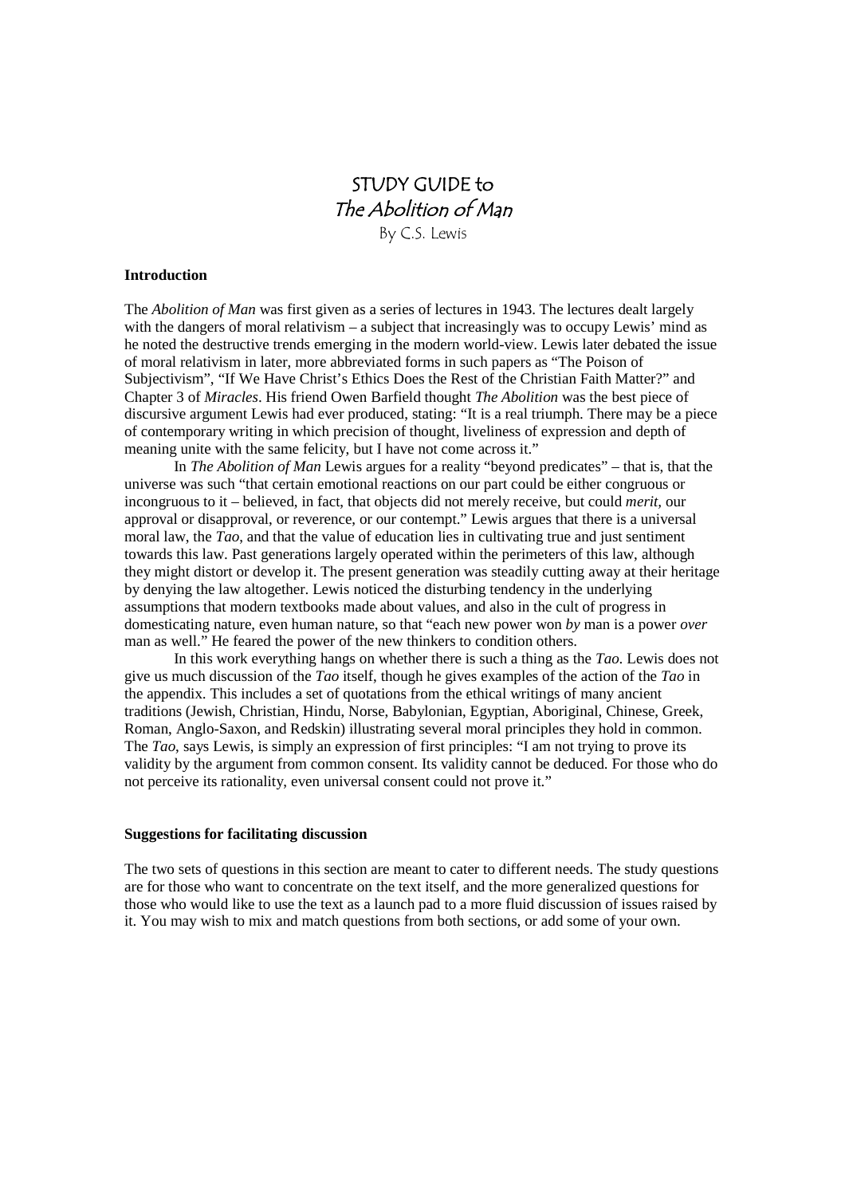# STUDY GUIDE to *The Abolition of Man*

By C.S. Lewis

**Introduction**

The *Abolition of Man* was first given as a series of lectures in 1943. The lectures dealt largely with the dangers of moral relativism – a subject that increasingly was to occupy Lewis' mind as he noted the destructive trends emerging in the modern world-view. Lewis later debated the issue of moral relativism in later, more abbreviated forms in such papers as "The Poison of Subjectivism", "If We Have Christ's Ethics Does the Rest of the Christian Faith Matter?" and Chapter 3 of *Miracles*. His friend Owen Barfield thought *The Abolition* was the best piece of discursive argument Lewis had ever produced, stating: "It is a real triumph. There may be a piece of contemporary writing in which precision of thought, liveliness of expression and depth of meaning unite with the same felicity, but I have not come across it."

In *The Abolition of Man* Lewis argues for a reality "beyond predicates" – that is, that the universe was such "that certain emotional reactions on our part could be either congruous or incongruous to it – believed, in fact, that objects did not merely receive, but could *merit*, our approval or disapproval, or reverence, or our contempt." Lewis argues that there is a universal moral law, the *Tao*, and that the value of education lies in cultivating true and just sentiment towards this law. Past generations largely operated within the perimeters of this law, although they might distort or develop it. The present generation was steadily cutting away at their heritage by denying the law altogether. Lewis noticed the disturbing tendency in the underlying assumptions that modern textbooks made about values, and also in the cult of progress in domesticating nature, even human nature, so that "each new power won *by* man is a power *over* man as well." He feared the power of the new thinkers to condition others.

In this work everything hangs on whether there is such a thing as the *Tao*. Lewis does not give us much discussion of the *Tao* itself, though he gives examples of the action of the *Tao* in the appendix. This includes a set of quotations from the ethical writings of many ancient traditions (Jewish, Christian, Hindu, Norse, Babylonian, Egyptian, Aboriginal, Chinese, Greek, Roman, Anglo-Saxon, and Redskin) illustrating several moral principles they hold in common. The *Tao*, says Lewis, is simply an expression of first principles: "I am not trying to prove its validity by the argument from common consent. Its validity cannot be deduced. For those who do not perceive its rationality, even universal consent could not prove it."

**Suggestions for facilitating discussion**

The two sets of questions in this section are meant to cater to different needs. The study questions are for those who want to concentrate on the text itself, and the more generalized questions for those who would like to use the text as a launch pad to a more fluid discussion of issues raised by it. You may wish to mix and match questions from both sections, or add some of your own.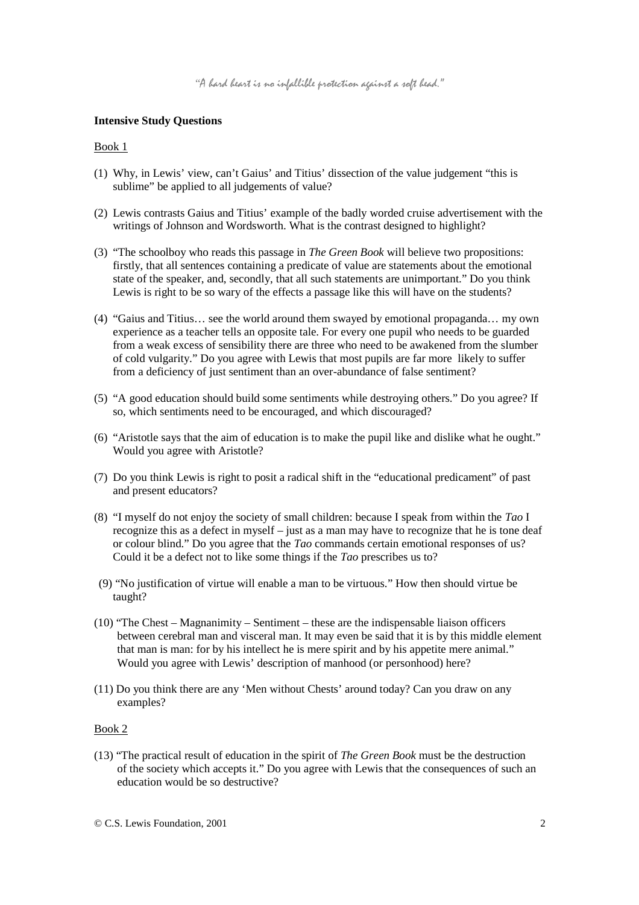*"A hard heart is no infallible protection against a soft head."*

**Intensive Study Questions**

Book 1

(1) Why, in Lewis' view, can't Gaius' and Titius' dissection of the value judgement "this is sublime" be applied to all judgements of value?

(2) Lewis contrasts Gaius and Titius' example of the badly worded cruise advertisement with the writings of Johnson and Wordsworth. What is the contrast designed to highlight?

(3) "The schoolboy who reads this passage in *The Green Book* will believe two propositions: firstly, that all sentences containing a predicate of value are statements about the emotional state of the speaker, and, secondly, that all such statements are unimportant." Do you think Lewis is right to be so wary of the effects a passage like this will have on the students?

(4) "Gaius and Titius… see the world around them swayed by emotional propaganda… my own experience as a teacher tells an opposite tale. For every one pupil who needs to be guarded from a weak excess of sensibility there are three who need to be awakened from the slumber of cold vulgarity." Do you agree with Lewis that most pupils are far more likely to suffer from a deficiency of just sentiment than an over-abundance of false sentiment?

(5) "A good education should build some sentiments while destroying others." Do you agree? If so, which sentiments need to be encouraged, and which discouraged?

(6) "Aristotle says that the aim of education is to make the pupil like and dislike what he ought." Would you agree with Aristotle?

(7) Do you think Lewis is right to posit a radical shift in the "educational predicament" of past and present educators?

(8) "I myself do not enjoy the society of small children: because I speak from within the *Tao* I recognize this as a defect in myself – just as a man may have to recognize that he is tone deaf or colour blind." Do you agree that the *Tao* commands certain emotional responses of us? Could it be a defect not to like some things if the *Tao* prescribes us to?

(9) "No justification of virtue will enable a man to be virtuous." How then should virtue be taught?

(10) "The Chest – Magnanimity – Sentiment – these are the indispensable liaison officers between cerebral man and visceral man. It may even be said that it is by this middle element that man is man: for by his intellect he is mere spirit and by his appetite mere animal." Would you agree with Lewis' description of manhood (or personhood) here?

(11) Do you think there are any 'Men without Chests' around today? Can you draw on any examples?

Book 2

(13) "The practical result of education in the spirit of *The Green Book* must be the destruction of the society which accepts it." Do you agree with Lewis that the consequences of such an education would be so destructive?

© C.S. Lewis Foundation, 2001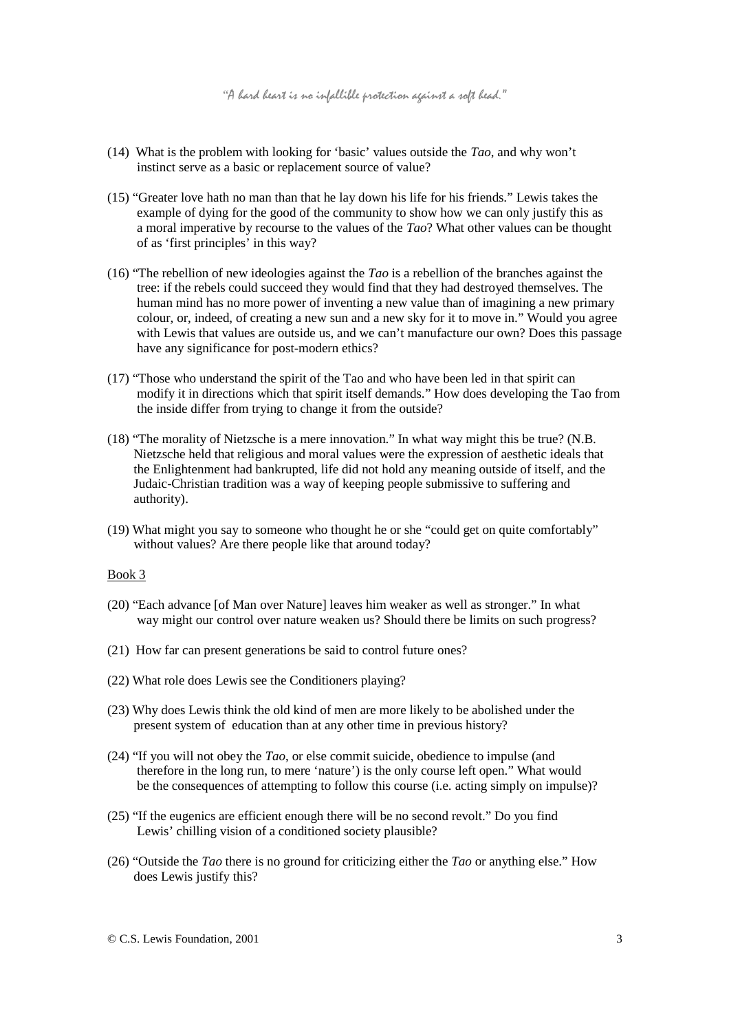(14) What is the problem with looking for 'basic' values outside the *Tao*, and why won't instinct serve as a basic or replacement source of value?

(15) "Greater love hath no man than that he lay down his life for his friends." Lewis takes the example of dying for the good of the community to show how we can only justify this as a moral imperative by recourse to the values of the *Tao*? What other values can be thought of as 'first principles' in this way?

(16) "The rebellion of new ideologies against the *Tao* is a rebellion of the branches against the tree: if the rebels could succeed they would find that they had destroyed themselves. The human mind has no more power of inventing a new value than of imagining a new primary colour, or, indeed, of creating a new sun and a new sky for it to move in." Would you agree with Lewis that values are outside us, and we can't manufacture our own? Does this passage have any significance for post-modern ethics?

(17) "Those who understand the spirit of the Tao and who have been led in that spirit can modify it in directions which that spirit itself demands." How does developing the Tao from the inside differ from trying to change it from the outside?

(18) "The morality of Nietzsche is a mere innovation." In what way might this be true? (N.B. Nietzsche held that religious and moral values were the expression of aesthetic ideals that the Enlightenment had bankrupted, life did not hold any meaning outside of itself, and the Judaic-Christian tradition was a way of keeping people submissive to suffering and authority).

(19) What might you say to someone who thought he or she "could get on quite comfortably" without values? Are there people like that around today?

<u>Book 3</u>

(20) "Each advance [of Man over Nature] leaves him weaker as well as stronger." In what way might our control over nature weaken us? Should there be limits on such progress?

(21) How far can present generations be said to control future ones?

(22) What role does Lewis see the Conditioners playing?

(23) Why does Lewis think the old kind of men are more likely to be abolished under the present system of education than at any other time in previous history?

(24) "If you will not obey the *Tao*, or else commit suicide, obedience to impulse (and therefore in the long run, to mere 'nature') is the only course left open." What would be the consequences of attempting to follow this course (i.e. acting simply on impulse)?

(25) "If the eugenics are efficient enough there will be no second revolt." Do you find Lewis' chilling vision of a conditioned society plausible?

(26) "Outside the *Tao* there is no ground for criticizing either the *Tao* or anything else." How does Lewis justify this?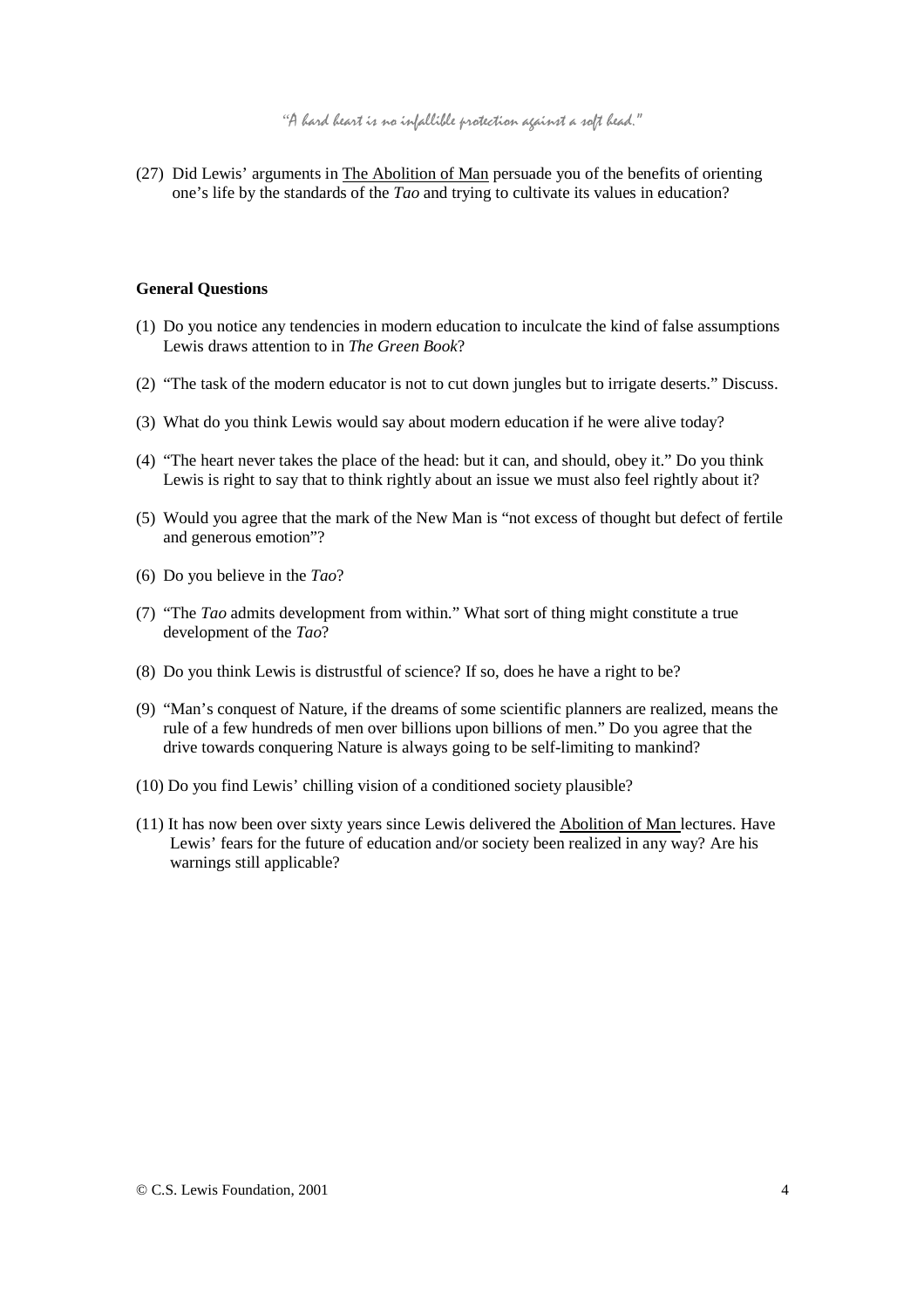"A hard heart is no infallible protection against a soft head."

(27) Did Lewis' arguments in The Abolition of Man persuade you of the benefits of orienting one's life by the standards of the *Tao* and trying to cultivate its values in education?

**General Questions**

(1) Do you notice any tendencies in modern education to inculcate the kind of false assumptions Lewis draws attention to in *The Green Book*?

(2) "The task of the modern educator is not to cut down jungles but to irrigate deserts." Discuss.

(3) What do you think Lewis would say about modern education if he were alive today?

(4) "The heart never takes the place of the head: but it can, and should, obey it." Do you think Lewis is right to say that to think rightly about an issue we must also feel rightly about it?

(5) Would you agree that the mark of the New Man is "not excess of thought but defect of fertile and generous emotion"?

(6) Do you believe in the *Tao*?

(7) "The *Tao* admits development from within." What sort of thing might constitute a true development of the *Tao*?

(8) Do you think Lewis is distrustful of science? If so, does he have a right to be?

(9) "Man's conquest of Nature, if the dreams of some scientific planners are realized, means the rule of a few hundreds of men over billions upon billions of men." Do you agree that the drive towards conquering Nature is always going to be self-limiting to mankind?

(10) Do you find Lewis' chilling vision of a conditioned society plausible?

(11) It has now been over sixty years since Lewis delivered the Abolition of Man lectures. Have Lewis' fears for the future of education and/or society been realized in any way? Are his warnings still applicable?

© C.S. Lewis Foundation, 2001